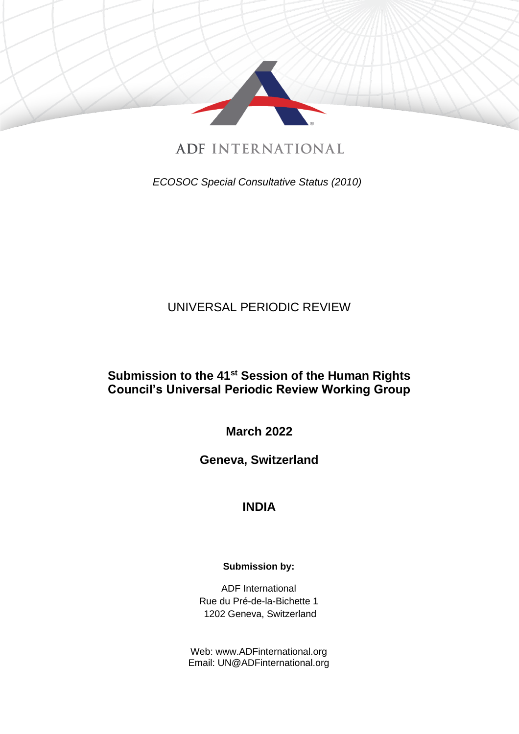ADF INTERNATIONAL

*ECOSOC Special Consultative Status (2010)*

UNIVERSAL PERIODIC REVIEW

**Submission to the 41st Session of the Human Rights Council's Universal Periodic Review Working Group**

**March 2022**

**Geneva, Switzerland**

**INDIA**

**Submission by:**

ADF International
Rue du Pré-de-la-Bichette 1
1202 Geneva, Switzerland

Web: www.ADFinternational.org
Email: UN@ADFinternational.org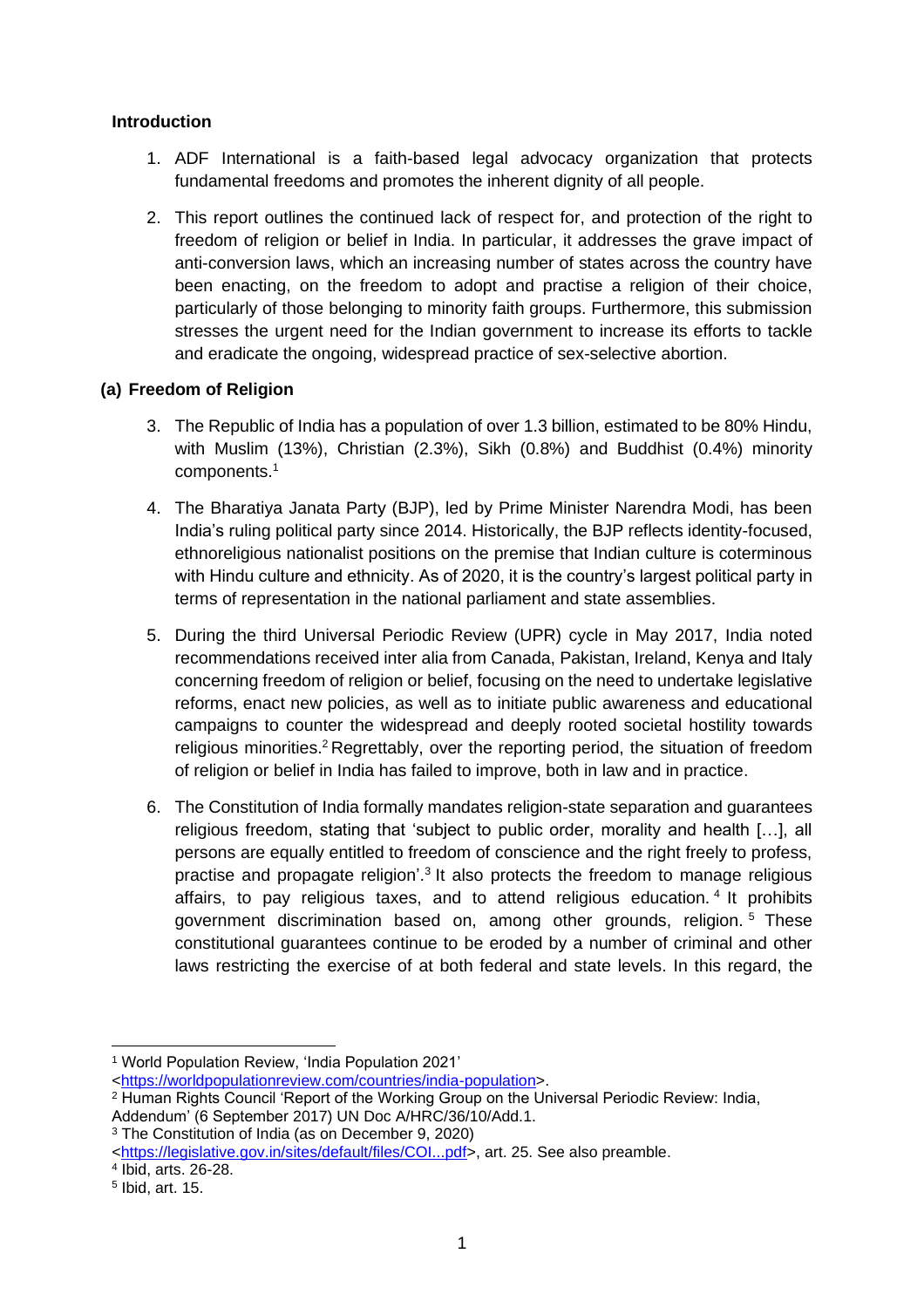**Introduction**

1. ADF International is a faith-based legal advocacy organization that protects fundamental freedoms and promotes the inherent dignity of all people.

2. This report outlines the continued lack of respect for, and protection of the right to freedom of religion or belief in India. In particular, it addresses the grave impact of anti-conversion laws, which an increasing number of states across the country have been enacting, on the freedom to adopt and practise a religion of their choice, particularly of those belonging to minority faith groups. Furthermore, this submission stresses the urgent need for the Indian government to increase its efforts to tackle and eradicate the ongoing, widespread practice of sex-selective abortion.

**(a) Freedom of Religion**

3. The Republic of India has a population of over 1.3 billion, estimated to be 80% Hindu, with Muslim (13%), Christian (2.3%), Sikh (0.8%) and Buddhist (0.4%) minority components.[1]

4. The Bharatiya Janata Party (BJP), led by Prime Minister Narendra Modi, has been India's ruling political party since 2014. Historically, the BJP reflects identity-focused, ethnoreligious nationalist positions on the premise that Indian culture is coterminous with Hindu culture and ethnicity. As of 2020, it is the country's largest political party in terms of representation in the national parliament and state assemblies.

5. During the third Universal Periodic Review (UPR) cycle in May 2017, India noted recommendations received inter alia from Canada, Pakistan, Ireland, Kenya and Italy concerning freedom of religion or belief, focusing on the need to undertake legislative reforms, enact new policies, as well as to initiate public awareness and educational campaigns to counter the widespread and deeply rooted societal hostility towards religious minorities.[2] Regrettably, over the reporting period, the situation of freedom of religion or belief in India has failed to improve, both in law and in practice.

6. The Constitution of India formally mandates religion-state separation and guarantees religious freedom, stating that 'subject to public order, morality and health [...], all persons are equally entitled to freedom of conscience and the right freely to profess, practise and propagate religion'.[3] It also protects the freedom to manage religious affairs, to pay religious taxes, and to attend religious education.[4] It prohibits government discrimination based on, among other grounds, religion.[5] These constitutional guarantees continue to be eroded by a number of criminal and other laws restricting the exercise of at both federal and state levels. In this regard, the

---

[1] World Population Review, 'India Population 2021' <https://worldpopulationreview.com/countries/india-population>.

[2] Human Rights Council 'Report of the Working Group on the Universal Periodic Review: India, Addendum' (6 September 2017) UN Doc A/HRC/36/10/Add.1.

[3] The Constitution of India (as on December 9, 2020) <https://legislative.gov.in/sites/default/files/COI...pdf>, art. 25. See also preamble.

[4] Ibid, arts. 26-28.

[5] Ibid, art. 15.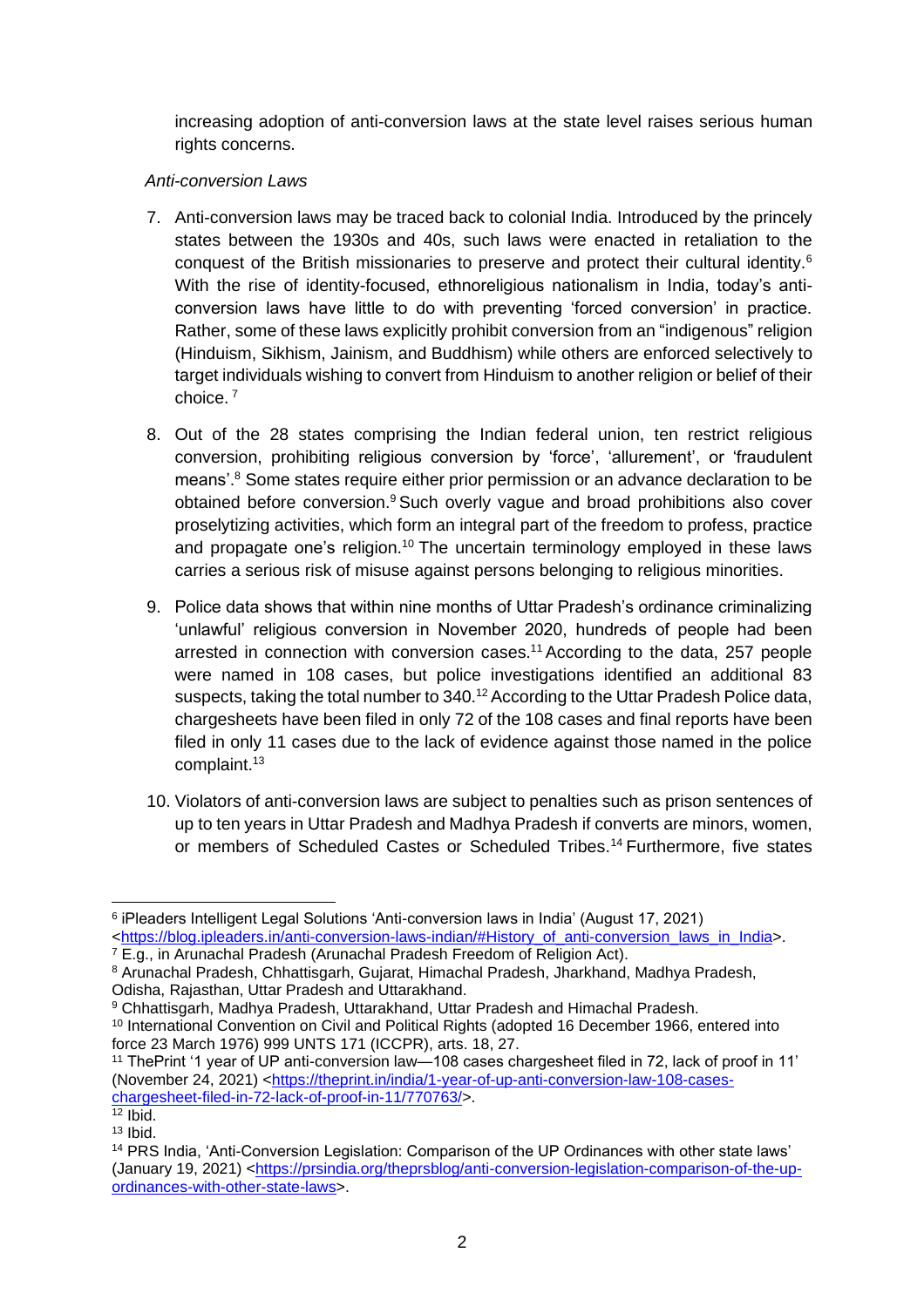increasing adoption of anti-conversion laws at the state level raises serious human rights concerns.

*Anti-conversion Laws*

7. Anti-conversion laws may be traced back to colonial India. Introduced by the princely states between the 1930s and 40s, such laws were enacted in retaliation to the conquest of the British missionaries to preserve and protect their cultural identity.[6] With the rise of identity-focused, ethnoreligious nationalism in India, today's anti-conversion laws have little to do with preventing 'forced conversion' in practice. Rather, some of these laws explicitly prohibit conversion from an "indigenous" religion (Hinduism, Sikhism, Jainism, and Buddhism) while others are enforced selectively to target individuals wishing to convert from Hinduism to another religion or belief of their choice.[7]

8. Out of the 28 states comprising the Indian federal union, ten restrict religious conversion, prohibiting religious conversion by 'force', 'allurement', or 'fraudulent means'.[8] Some states require either prior permission or an advance declaration to be obtained before conversion.[9] Such overly vague and broad prohibitions also cover proselytizing activities, which form an integral part of the freedom to profess, practice and propagate one's religion.[10] The uncertain terminology employed in these laws carries a serious risk of misuse against persons belonging to religious minorities.

9. Police data shows that within nine months of Uttar Pradesh's ordinance criminalizing 'unlawful' religious conversion in November 2020, hundreds of people had been arrested in connection with conversion cases.[11] According to the data, 257 people were named in 108 cases, but police investigations identified an additional 83 suspects, taking the total number to 340.[12] According to the Uttar Pradesh Police data, chargesheets have been filed in only 72 of the 108 cases and final reports have been filed in only 11 cases due to the lack of evidence against those named in the police complaint.[13]

10. Violators of anti-conversion laws are subject to penalties such as prison sentences of up to ten years in Uttar Pradesh and Madhya Pradesh if converts are minors, women, or members of Scheduled Castes or Scheduled Tribes.[14] Furthermore, five states

---

[6] iPleaders Intelligent Legal Solutions 'Anti-conversion laws in India' (August 17, 2021) <https://blog.ipleaders.in/anti-conversion-laws-indian/#History_of_anti-conversion_laws_in_India>.

[7] E.g., in Arunachal Pradesh (Arunachal Pradesh Freedom of Religion Act).

[8] Arunachal Pradesh, Chhattisgarh, Gujarat, Himachal Pradesh, Jharkhand, Madhya Pradesh, Odisha, Rajasthan, Uttar Pradesh and Uttarakhand.

[9] Chhattisgarh, Madhya Pradesh, Uttarakhand, Uttar Pradesh and Himachal Pradesh.

[10] International Convention on Civil and Political Rights (adopted 16 December 1966, entered into force 23 March 1976) 999 UNTS 171 (ICCPR), arts. 18, 27.

[11] ThePrint '1 year of UP anti-conversion law—108 cases chargesheet filed in 72, lack of proof in 11' (November 24, 2021) <https://theprint.in/india/1-year-of-up-anti-conversion-law-108-cases-chargesheet-filed-in-72-lack-of-proof-in-11/770763/>.

[12] Ibid.

[13] Ibid.

[14] PRS India, 'Anti-Conversion Legislation: Comparison of the UP Ordinances with other state laws' (January 19, 2021) <https://prsindia.org/theprsblog/anti-conversion-legislation-comparison-of-the-up-ordinances-with-other-state-laws>.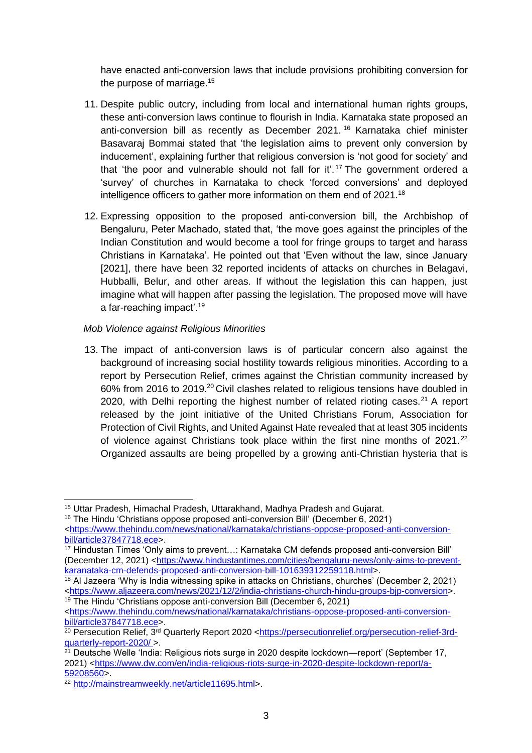have enacted anti-conversion laws that include provisions prohibiting conversion for the purpose of marriage.[15]

11. Despite public outcry, including from local and international human rights groups, these anti-conversion laws continue to flourish in India. Karnataka state proposed an anti-conversion bill as recently as December 2021.[16] Karnataka chief minister Basavaraj Bommai stated that 'the legislation aims to prevent only conversion by inducement', explaining further that religious conversion is 'not good for society' and that 'the poor and vulnerable should not fall for it'.[17] The government ordered a 'survey' of churches in Karnataka to check 'forced conversions' and deployed intelligence officers to gather more information on them end of 2021.[18]

12. Expressing opposition to the proposed anti-conversion bill, the Archbishop of Bengaluru, Peter Machado, stated that, 'the move goes against the principles of the Indian Constitution and would become a tool for fringe groups to target and harass Christians in Karnataka'. He pointed out that 'Even without the law, since January [2021], there have been 32 reported incidents of attacks on churches in Belagavi, Hubballi, Belur, and other areas. If without the legislation this can happen, just imagine what will happen after passing the legislation. The proposed move will have a far-reaching impact'.[19]

*Mob Violence against Religious Minorities*

13. The impact of anti-conversion laws is of particular concern also against the background of increasing social hostility towards religious minorities. According to a report by Persecution Relief, crimes against the Christian community increased by 60% from 2016 to 2019.[20] Civil clashes related to religious tensions have doubled in 2020, with Delhi reporting the highest number of related rioting cases.[21] A report released by the joint initiative of the United Christians Forum, Association for Protection of Civil Rights, and United Against Hate revealed that at least 305 incidents of violence against Christians took place within the first nine months of 2021.[22] Organized assaults are being propelled by a growing anti-Christian hysteria that is

---

[15] Uttar Pradesh, Himachal Pradesh, Uttarakhand, Madhya Pradesh and Gujarat.

[16] The Hindu 'Christians oppose proposed anti-conversion Bill' (December 6, 2021) <https://www.thehindu.com/news/national/karnataka/christians-oppose-proposed-anti-conversion-bill/article37847718.ece>.

[17] Hindustan Times 'Only aims to prevent…: Karnataka CM defends proposed anti-conversion Bill' (December 12, 2021) <https://www.hindustantimes.com/cities/bengaluru-news/only-aims-to-prevent-karanataka-cm-defends-proposed-anti-conversion-bill-101639312259118.html>.

[18] Al Jazeera 'Why is India witnessing spike in attacks on Christians, churches' (December 2, 2021) <https://www.aljazeera.com/news/2021/12/2/india-christians-church-hindu-groups-bjp-conversion>.

[19] The Hindu 'Christians oppose anti-conversion Bill (December 6, 2021) <https://www.thehindu.com/news/national/karnataka/christians-oppose-proposed-anti-conversion-bill/article37847718.ece>.

[20] Persecution Relief, 3rd Quarterly Report 2020 <https://persecutionrelief.org/persecution-relief-3rd-quarterly-report-2020/ >.

[21] Deutsche Welle 'India: Religious riots surge in 2020 despite lockdown—report' (September 17, 2021) <https://www.dw.com/en/india-religious-riots-surge-in-2020-despite-lockdown-report/a-59208560>.

[22] http://mainstreamweekly.net/article11695.html>.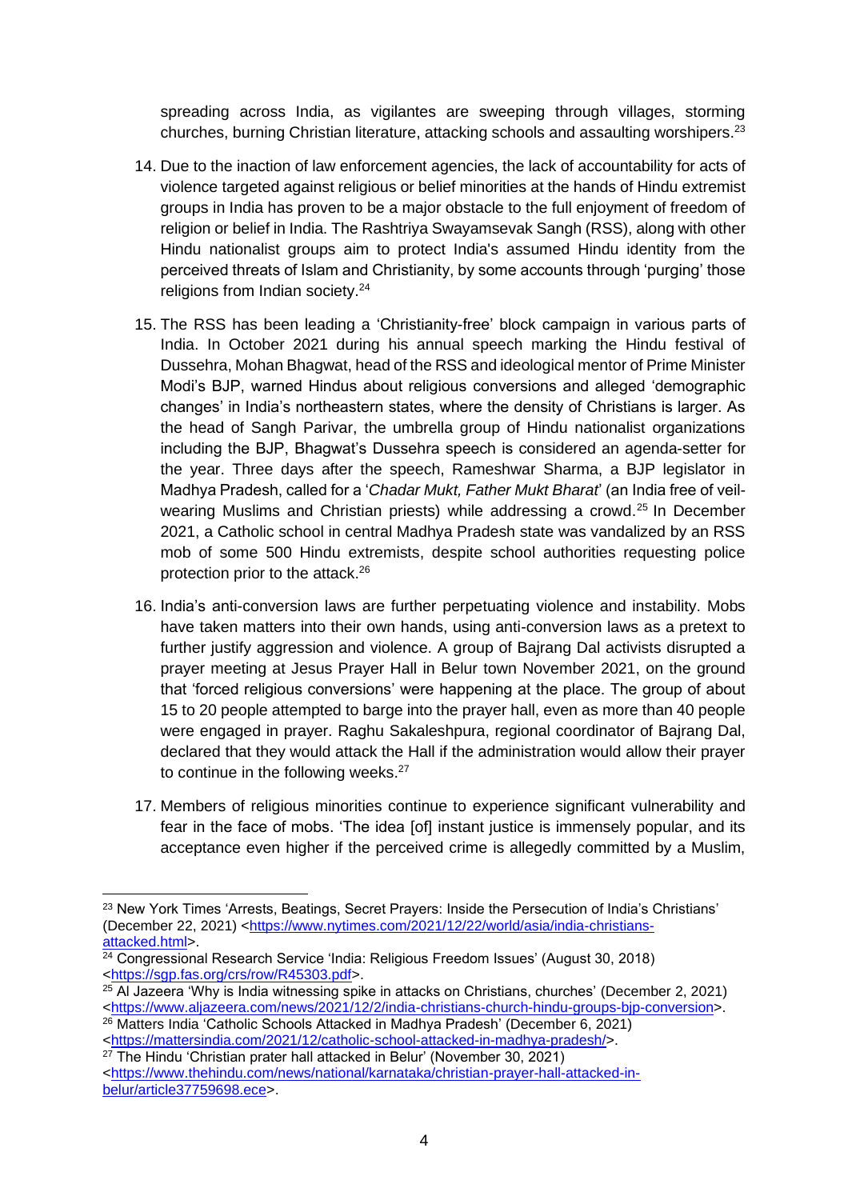spreading across India, as vigilantes are sweeping through villages, storming churches, burning Christian literature, attacking schools and assaulting worshipers.[23]

14. Due to the inaction of law enforcement agencies, the lack of accountability for acts of violence targeted against religious or belief minorities at the hands of Hindu extremist groups in India has proven to be a major obstacle to the full enjoyment of freedom of religion or belief in India. The Rashtriya Swayamsevak Sangh (RSS), along with other Hindu nationalist groups aim to protect India's assumed Hindu identity from the perceived threats of Islam and Christianity, by some accounts through 'purging' those religions from Indian society.[24]

15. The RSS has been leading a 'Christianity-free' block campaign in various parts of India. In October 2021 during his annual speech marking the Hindu festival of Dussehra, Mohan Bhagwat, head of the RSS and ideological mentor of Prime Minister Modi's BJP, warned Hindus about religious conversions and alleged 'demographic changes' in India's northeastern states, where the density of Christians is larger. As the head of Sangh Parivar, the umbrella group of Hindu nationalist organizations including the BJP, Bhagwat's Dussehra speech is considered an agenda-setter for the year. Three days after the speech, Rameshwar Sharma, a BJP legislator in Madhya Pradesh, called for a '*Chadar Mukt, Father Mukt Bharat*' (an India free of veil-wearing Muslims and Christian priests) while addressing a crowd.[25] In December 2021, a Catholic school in central Madhya Pradesh state was vandalized by an RSS mob of some 500 Hindu extremists, despite school authorities requesting police protection prior to the attack.[26]

16. India's anti-conversion laws are further perpetuating violence and instability. Mobs have taken matters into their own hands, using anti-conversion laws as a pretext to further justify aggression and violence. A group of Bajrang Dal activists disrupted a prayer meeting at Jesus Prayer Hall in Belur town November 2021, on the ground that 'forced religious conversions' were happening at the place. The group of about 15 to 20 people attempted to barge into the prayer hall, even as more than 40 people were engaged in prayer. Raghu Sakaleshpura, regional coordinator of Bajrang Dal, declared that they would attack the Hall if the administration would allow their prayer to continue in the following weeks.[27]

17. Members of religious minorities continue to experience significant vulnerability and fear in the face of mobs. 'The idea [of] instant justice is immensely popular, and its acceptance even higher if the perceived crime is allegedly committed by a Muslim,

---

[23] New York Times 'Arrests, Beatings, Secret Prayers: Inside the Persecution of India's Christians' (December 22, 2021) <https://www.nytimes.com/2021/12/22/world/asia/india-christians-attacked.html>.

[24] Congressional Research Service 'India: Religious Freedom Issues' (August 30, 2018) <https://sgp.fas.org/crs/row/R45303.pdf>.

[25] Al Jazeera 'Why is India witnessing spike in attacks on Christians, churches' (December 2, 2021) <https://www.aljazeera.com/news/2021/12/2/india-christians-church-hindu-groups-bjp-conversion>.

[26] Matters India 'Catholic Schools Attacked in Madhya Pradesh' (December 6, 2021) <https://mattersindia.com/2021/12/catholic-school-attacked-in-madhya-pradesh/>.

[27] The Hindu 'Christian prater hall attacked in Belur' (November 30, 2021) <https://www.thehindu.com/news/national/karnataka/christian-prayer-hall-attacked-in-belur/article37759698.ece>.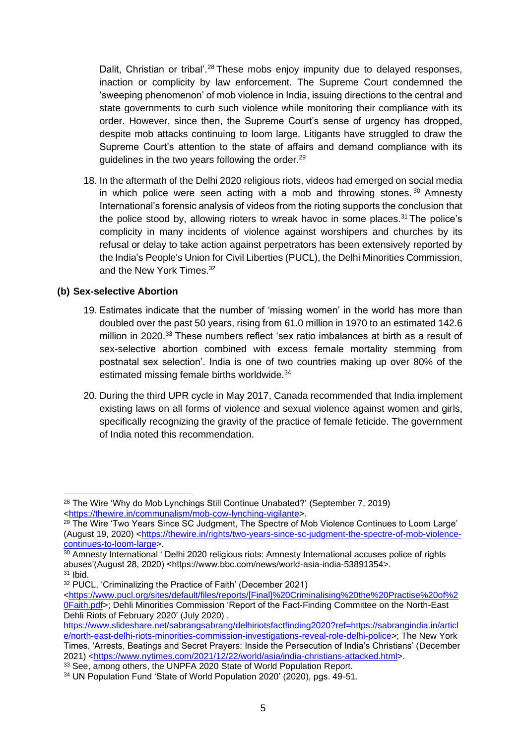Dalit, Christian or tribal'.[28] These mobs enjoy impunity due to delayed responses, inaction or complicity by law enforcement. The Supreme Court condemned the 'sweeping phenomenon' of mob violence in India, issuing directions to the central and state governments to curb such violence while monitoring their compliance with its order. However, since then, the Supreme Court's sense of urgency has dropped, despite mob attacks continuing to loom large. Litigants have struggled to draw the Supreme Court's attention to the state of affairs and demand compliance with its guidelines in the two years following the order.[29]

18. In the aftermath of the Delhi 2020 religious riots, videos had emerged on social media in which police were seen acting with a mob and throwing stones.[30] Amnesty International's forensic analysis of videos from the rioting supports the conclusion that the police stood by, allowing rioters to wreak havoc in some places.[31] The police's complicity in many incidents of violence against worshipers and churches by its refusal or delay to take action against perpetrators has been extensively reported by the India's People's Union for Civil Liberties (PUCL), the Delhi Minorities Commission, and the New York Times.[32]

### (b) Sex-selective Abortion

19. Estimates indicate that the number of 'missing women' in the world has more than doubled over the past 50 years, rising from 61.0 million in 1970 to an estimated 142.6 million in 2020.[33] These numbers reflect 'sex ratio imbalances at birth as a result of sex-selective abortion combined with excess female mortality stemming from postnatal sex selection'. India is one of two countries making up over 80% of the estimated missing female births worldwide.[34]

20. During the third UPR cycle in May 2017, Canada recommended that India implement existing laws on all forms of violence and sexual violence against women and girls, specifically recognizing the gravity of the practice of female feticide. The government of India noted this recommendation.

---

[28] The Wire 'Why do Mob Lynchings Still Continue Unabated?' (September 7, 2019) <https://thewire.in/communalism/mob-cow-lynching-vigilante>.

[29] The Wire 'Two Years Since SC Judgment, The Spectre of Mob Violence Continues to Loom Large' (August 19, 2020) <https://thewire.in/rights/two-years-since-sc-judgment-the-spectre-of-mob-violence-continues-to-loom-large>.

[30] Amnesty International ' Delhi 2020 religious riots: Amnesty International accuses police of rights abuses'(August 28, 2020) <https://www.bbc.com/news/world-asia-india-53891354>.

[31] Ibid.

[32] PUCL, 'Criminalizing the Practice of Faith' (December 2021) <https://www.pucl.org/sites/default/files/reports/[Final]%20Criminalising%20the%20Practise%20of%20Faith.pdf>; Dehli Minorities Commission 'Report of the Fact-Finding Committee on the North-East Dehli Riots of February 2020' (July 2020) , https://www.slideshare.net/sabrangsabrang/delhiriotsfactfinding2020?ref=https://sabrangindia.in/article/north-east-delhi-riots-minorities-commission-investigations-reveal-role-delhi-police>; The New York Times, 'Arrests, Beatings and Secret Prayers: Inside the Persecution of India's Christians' (December 2021) <https://www.nytimes.com/2021/12/22/world/asia/india-christians-attacked.html>.

[33] See, among others, the UNPFA 2020 State of World Population Report.

[34] UN Population Fund 'State of World Population 2020' (2020), pgs. 49-51.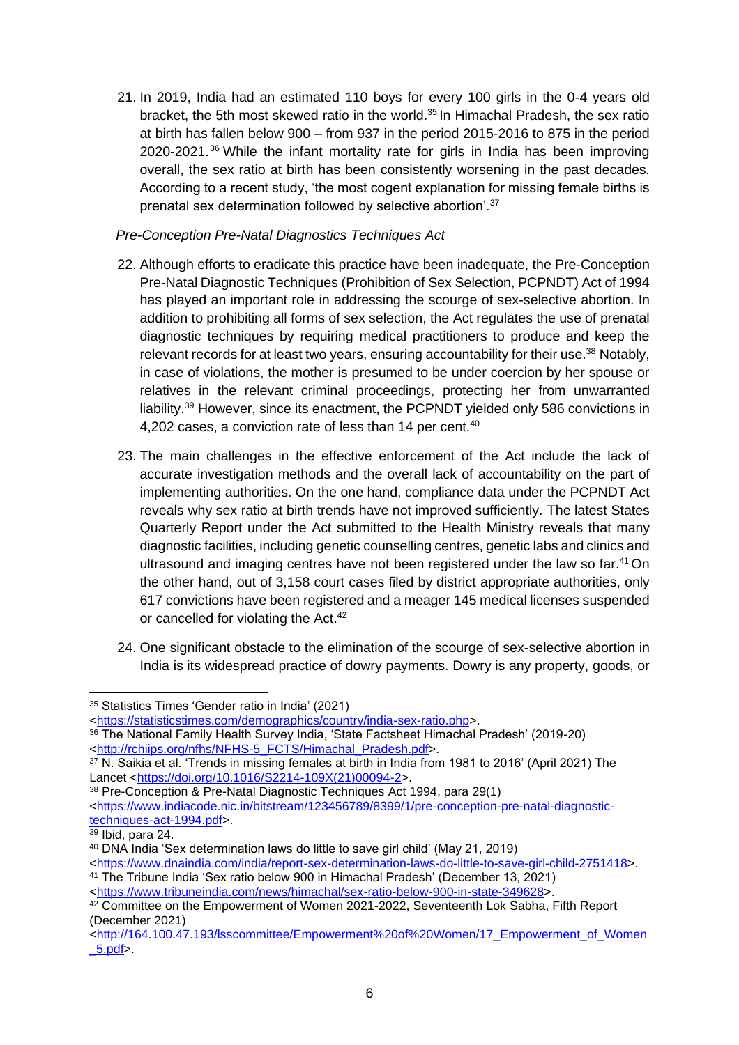21. In 2019, India had an estimated 110 boys for every 100 girls in the 0-4 years old bracket, the 5th most skewed ratio in the world.[35] In Himachal Pradesh, the sex ratio at birth has fallen below 900 – from 937 in the period 2015-2016 to 875 in the period 2020-2021.[36] While the infant mortality rate for girls in India has been improving overall, the sex ratio at birth has been consistently worsening in the past decades. According to a recent study, 'the most cogent explanation for missing female births is prenatal sex determination followed by selective abortion'.[37]

*Pre-Conception Pre-Natal Diagnostics Techniques Act*

22. Although efforts to eradicate this practice have been inadequate, the Pre-Conception Pre-Natal Diagnostic Techniques (Prohibition of Sex Selection, PCPNDT) Act of 1994 has played an important role in addressing the scourge of sex-selective abortion. In addition to prohibiting all forms of sex selection, the Act regulates the use of prenatal diagnostic techniques by requiring medical practitioners to produce and keep the relevant records for at least two years, ensuring accountability for their use.[38] Notably, in case of violations, the mother is presumed to be under coercion by her spouse or relatives in the relevant criminal proceedings, protecting her from unwarranted liability.[39] However, since its enactment, the PCPNDT yielded only 586 convictions in 4,202 cases, a conviction rate of less than 14 per cent.[40]

23. The main challenges in the effective enforcement of the Act include the lack of accurate investigation methods and the overall lack of accountability on the part of implementing authorities. On the one hand, compliance data under the PCPNDT Act reveals why sex ratio at birth trends have not improved sufficiently. The latest States Quarterly Report under the Act submitted to the Health Ministry reveals that many diagnostic facilities, including genetic counselling centres, genetic labs and clinics and ultrasound and imaging centres have not been registered under the law so far.[41] On the other hand, out of 3,158 court cases filed by district appropriate authorities, only 617 convictions have been registered and a meager 145 medical licenses suspended or cancelled for violating the Act.[42]

24. One significant obstacle to the elimination of the scourge of sex-selective abortion in India is its widespread practice of dowry payments. Dowry is any property, goods, or

---

[35] Statistics Times 'Gender ratio in India' (2021) <https://statisticstimes.com/demographics/country/india-sex-ratio.php>.

[36] The National Family Health Survey India, 'State Factsheet Himachal Pradesh' (2019-20) <http://rchiips.org/nfhs/NFHS-5_FCTS/Himachal_Pradesh.pdf>.

[37] N. Saikia et al. 'Trends in missing females at birth in India from 1981 to 2016' (April 2021) The Lancet <https://doi.org/10.1016/S2214-109X(21)00094-2>.

[38] Pre-Conception & Pre-Natal Diagnostic Techniques Act 1994, para 29(1) <https://www.indiacode.nic.in/bitstream/123456789/8399/1/pre-conception-pre-natal-diagnostic-techniques-act-1994.pdf>.

[39] Ibid, para 24.

[40] DNA India 'Sex determination laws do little to save girl child' (May 21, 2019) <https://www.dnaindia.com/india/report-sex-determination-laws-do-little-to-save-girl-child-2751418>.

[41] The Tribune India 'Sex ratio below 900 in Himachal Pradesh' (December 13, 2021) <https://www.tribuneindia.com/news/himachal/sex-ratio-below-900-in-state-349628>.

[42] Committee on the Empowerment of Women 2021-2022, Seventeenth Lok Sabha, Fifth Report (December 2021) <http://164.100.47.193/lsscommittee/Empowerment%20of%20Women/17_Empowerment_of_Women_5.pdf>.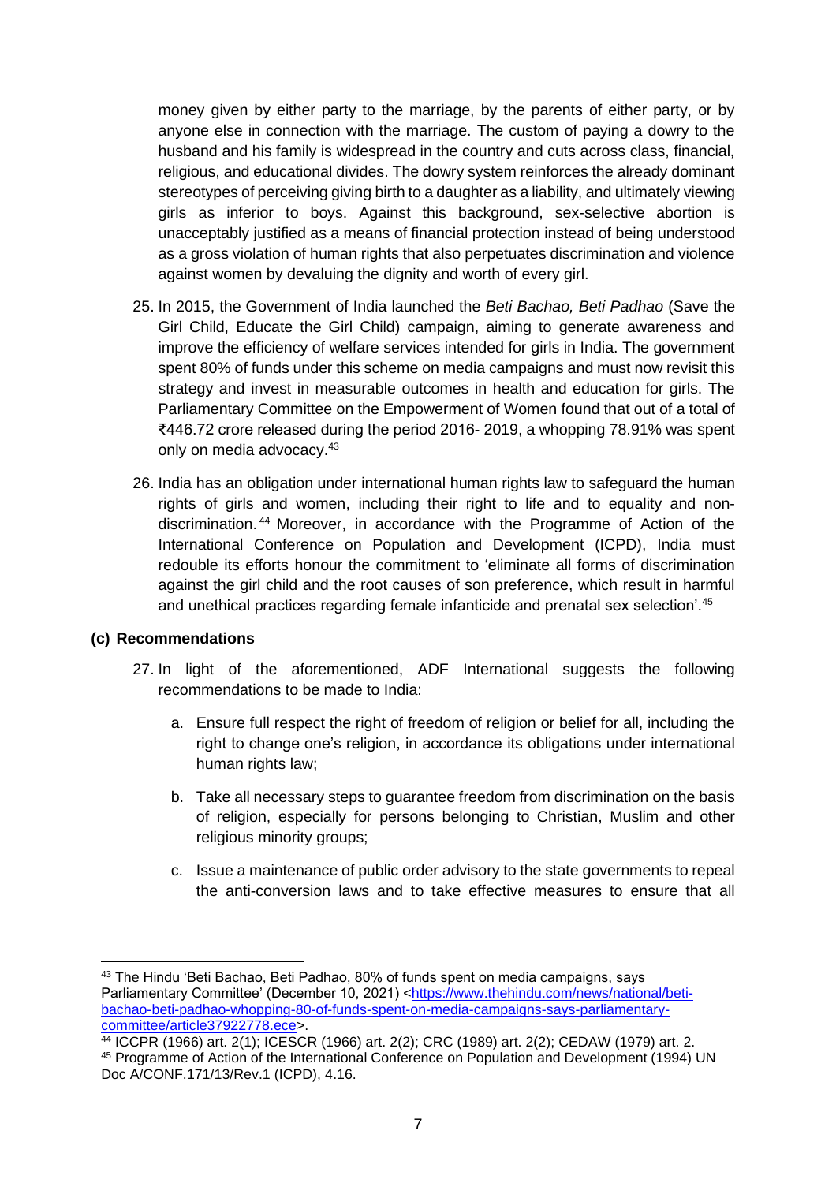money given by either party to the marriage, by the parents of either party, or by anyone else in connection with the marriage. The custom of paying a dowry to the husband and his family is widespread in the country and cuts across class, financial, religious, and educational divides. The dowry system reinforces the already dominant stereotypes of perceiving giving birth to a daughter as a liability, and ultimately viewing girls as inferior to boys. Against this background, sex-selective abortion is unacceptably justified as a means of financial protection instead of being understood as a gross violation of human rights that also perpetuates discrimination and violence against women by devaluing the dignity and worth of every girl.

25. In 2015, the Government of India launched the *Beti Bachao, Beti Padhao* (Save the Girl Child, Educate the Girl Child) campaign, aiming to generate awareness and improve the efficiency of welfare services intended for girls in India. The government spent 80% of funds under this scheme on media campaigns and must now revisit this strategy and invest in measurable outcomes in health and education for girls. The Parliamentary Committee on the Empowerment of Women found that out of a total of ₹446.72 crore released during the period 2016- 2019, a whopping 78.91% was spent only on media advocacy.[43]

26. India has an obligation under international human rights law to safeguard the human rights of girls and women, including their right to life and to equality and non-discrimination.[44] Moreover, in accordance with the Programme of Action of the International Conference on Population and Development (ICPD), India must redouble its efforts honour the commitment to 'eliminate all forms of discrimination against the girl child and the root causes of son preference, which result in harmful and unethical practices regarding female infanticide and prenatal sex selection'.[45]

### (c) Recommendations

27. In light of the aforementioned, ADF International suggests the following recommendations to be made to India:

    a. Ensure full respect the right of freedom of religion or belief for all, including the right to change one's religion, in accordance its obligations under international human rights law;

    b. Take all necessary steps to guarantee freedom from discrimination on the basis of religion, especially for persons belonging to Christian, Muslim and other religious minority groups;

    c. Issue a maintenance of public order advisory to the state governments to repeal the anti-conversion laws and to take effective measures to ensure that all

---

[43] The Hindu 'Beti Bachao, Beti Padhao, 80% of funds spent on media campaigns, says Parliamentary Committee' (December 10, 2021) <https://www.thehindu.com/news/national/beti-bachao-beti-padhao-whopping-80-of-funds-spent-on-media-campaigns-says-parliamentary-committee/article37922778.ece>.

[44] ICCPR (1966) art. 2(1); ICESCR (1966) art. 2(2); CRC (1989) art. 2(2); CEDAW (1979) art. 2.

[45] Programme of Action of the International Conference on Population and Development (1994) UN Doc A/CONF.171/13/Rev.1 (ICPD), 4.16.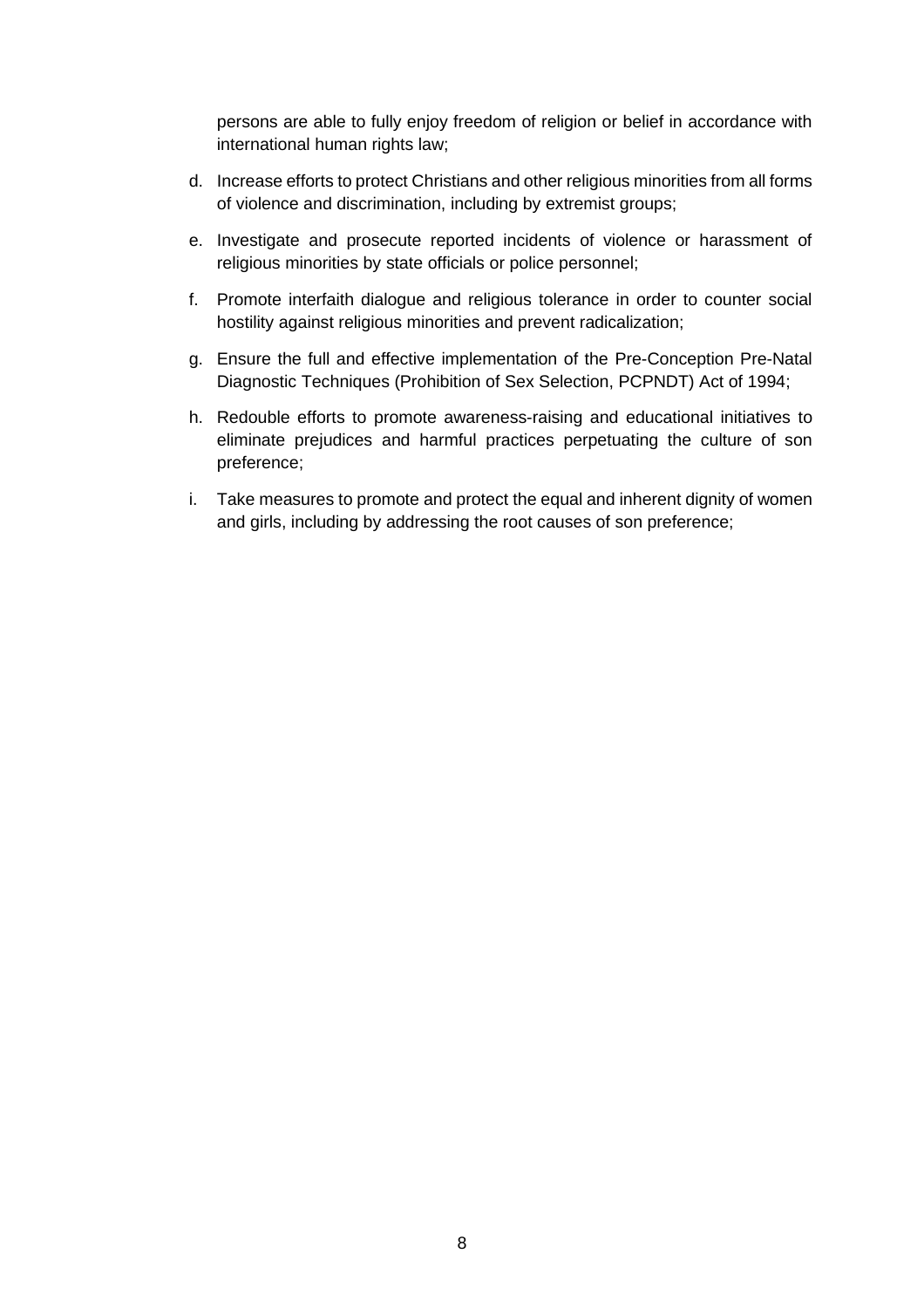persons are able to fully enjoy freedom of religion or belief in accordance with international human rights law;

d. Increase efforts to protect Christians and other religious minorities from all forms of violence and discrimination, including by extremist groups;

e. Investigate and prosecute reported incidents of violence or harassment of religious minorities by state officials or police personnel;

f. Promote interfaith dialogue and religious tolerance in order to counter social hostility against religious minorities and prevent radicalization;

g. Ensure the full and effective implementation of the Pre-Conception Pre-Natal Diagnostic Techniques (Prohibition of Sex Selection, PCPNDT) Act of 1994;

h. Redouble efforts to promote awareness-raising and educational initiatives to eliminate prejudices and harmful practices perpetuating the culture of son preference;

i. Take measures to promote and protect the equal and inherent dignity of women and girls, including by addressing the root causes of son preference;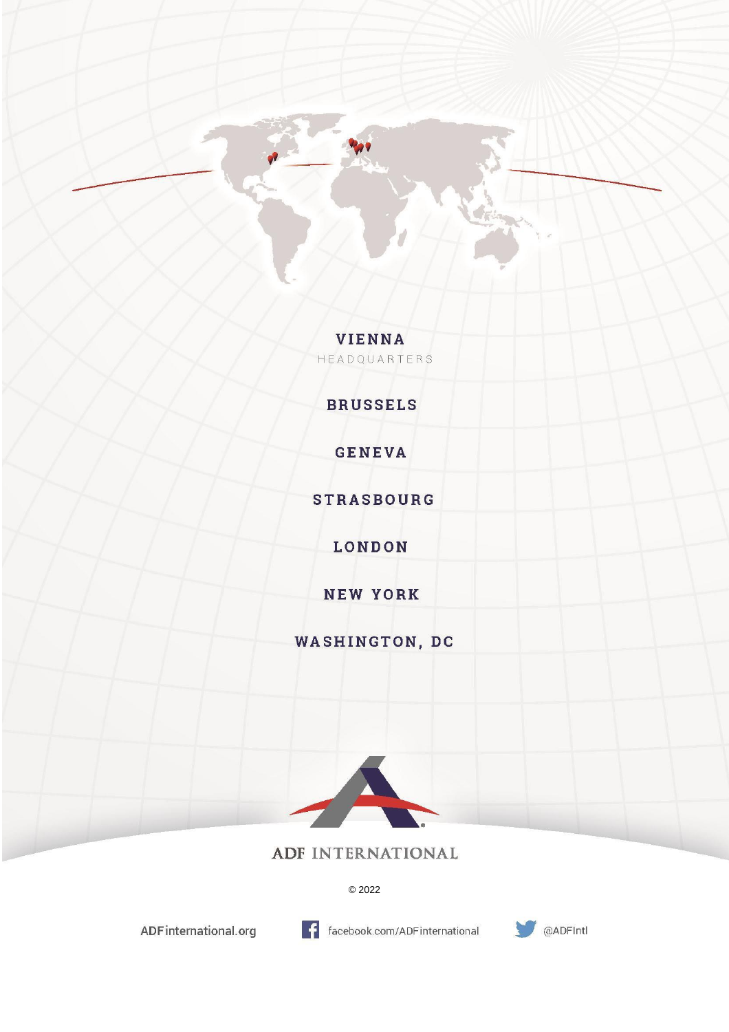**VIENNA**
HEADQUARTERS

**BRUSSELS**

**GENEVA**

**STRASBOURG**

**LONDON**

**NEW YORK**

**WASHINGTON, DC**

ADF INTERNATIONAL

© 2022

ADFinternational.org

facebook.com/ADFinternational

@ADFIntl